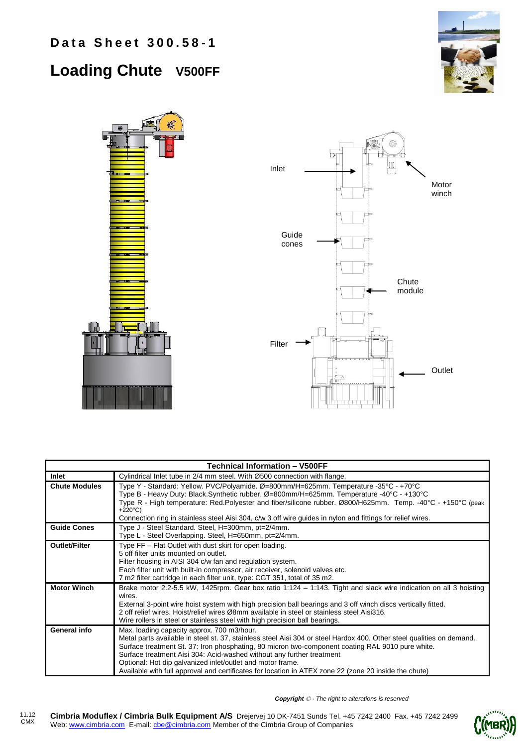# Data Sheet 300.58-1

## Loading Chute V500FF

Inlet

Motor winch

Guide cones

Chute module

Filter

Outlet

| Technical Information – V500FF | |
|---|---|
| **Inlet** | Cylindrical Inlet tube in 2/4 mm steel. With Ø500 connection with flange. |
| **Chute Modules** | Type Y - Standard: Yellow. PVC/Polyamide. Ø=800mm/H=625mm. Temperature -35°C - +70°C<br>Type B - Heavy Duty: Black.Synthetic rubber. Ø=800mm/H=625mm. Temperature -40°C - +130°C<br>Type R - High temperature: Red.Polyester and fiber/silicone rubber. Ø800/H625mm. Temp. -40°C - +150°C (peak +220°C)<br>Connection ring in stainless steel Aisi 304, c/w 3 off wire guides in nylon and fittings for relief wires. |
| **Guide Cones** | Type J - Steel Standard. Steel, H=300mm, pt=2/4mm.<br>Type L - Steel Overlapping. Steel, H=650mm, pt=2/4mm. |
| **Outlet/Filter** | Type FF – Flat Outlet with dust skirt for open loading.<br>5 off filter units mounted on outlet.<br>Filter housing in AISI 304 c/w fan and regulation system.<br>Each filter unit with built-in compressor, air receiver, solenoid valves etc.<br>7 m2 filter cartridge in each filter unit, type: CGT 351, total of 35 m2. |
| **Motor Winch** | Brake motor 2.2-5.5 kW, 1425rpm. Gear box ratio 1:124 – 1:143. Tight and slack wire indication on all 3 hoisting wires.<br>External 3-point wire hoist system with high precision ball bearings and 3 off winch discs vertically fitted.<br>2 off relief wires. Hoist/relief wires Ø8mm available in steel or stainless steel Aisi316.<br>Wire rollers in steel or stainless steel with high precision ball bearings. |
| **General info** | Max. loading capacity approx. 700 m3/hour.<br>Metal parts available in steel st. 37, stainless steel Aisi 304 or steel Hardox 400. Other steel qualities on demand.<br>Surface treatment St. 37: Iron phosphating, 80 micron two-component coating RAL 9010 pure white.<br>Surface treatment Aisi 304: Acid-washed without any further treatment<br>Optional: Hot dip galvanized inlet/outlet and motor frame.<br>Available with full approval and certificates for location in ATEX zone 22 (zone 20 inside the chute) |

***Copyright** © - The right to alterations is reserved*

11.12 CMX

**Cimbria Moduflex / Cimbria Bulk Equipment A/S** Drejervej 10 DK-7451 Sunds Tel. +45 7242 2400 Fax. +45 7242 2499
Web: www.cimbria.com E-mail: cbe@cimbria.com Member of the Cimbria Group of Companies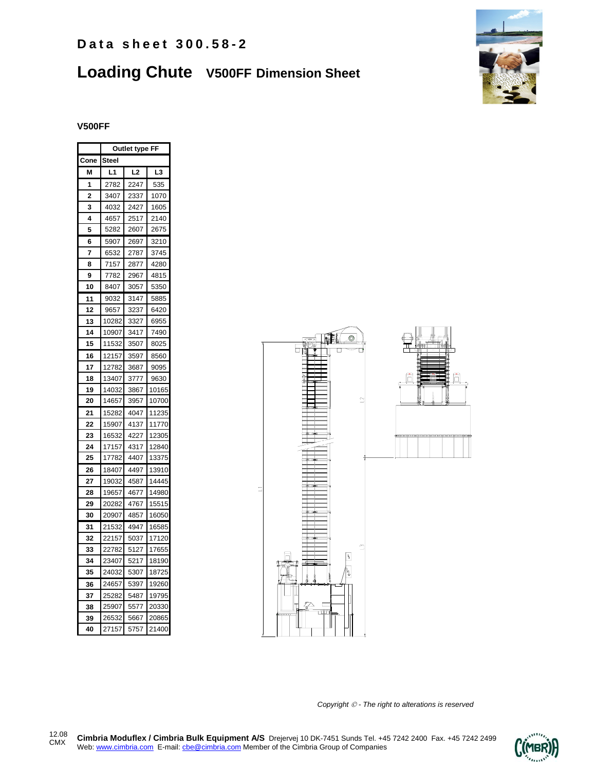# Data sheet 300.58-2

# Loading Chute V500FF Dimension Sheet

**V500FF**

| | Outlet type FF | | |
|---|---|---|---|
| **Cone** | **Steel** | | |
| **M** | **L1** | **L2** | **L3** |
| **1** | 2782 | 2247 | 535 |
| **2** | 3407 | 2337 | 1070 |
| **3** | 4032 | 2427 | 1605 |
| **4** | 4657 | 2517 | 2140 |
| **5** | 5282 | 2607 | 2675 |
| **6** | 5907 | 2697 | 3210 |
| **7** | 6532 | 2787 | 3745 |
| **8** | 7157 | 2877 | 4280 |
| **9** | 7782 | 2967 | 4815 |
| **10** | 8407 | 3057 | 5350 |
| **11** | 9032 | 3147 | 5885 |
| **12** | 9657 | 3237 | 6420 |
| **13** | 10282 | 3327 | 6955 |
| **14** | 10907 | 3417 | 7490 |
| **15** | 11532 | 3507 | 8025 |
| **16** | 12157 | 3597 | 8560 |
| **17** | 12782 | 3687 | 9095 |
| **18** | 13407 | 3777 | 9630 |
| **19** | 14032 | 3867 | 10165 |
| **20** | 14657 | 3957 | 10700 |
| **21** | 15282 | 4047 | 11235 |
| **22** | 15907 | 4137 | 11770 |
| **23** | 16532 | 4227 | 12305 |
| **24** | 17157 | 4317 | 12840 |
| **25** | 17782 | 4407 | 13375 |
| **26** | 18407 | 4497 | 13910 |
| **27** | 19032 | 4587 | 14445 |
| **28** | 19657 | 4677 | 14980 |
| **29** | 20282 | 4767 | 15515 |
| **30** | 20907 | 4857 | 16050 |
| **31** | 21532 | 4947 | 16585 |
| **32** | 22157 | 5037 | 17120 |
| **33** | 22782 | 5127 | 17655 |
| **34** | 23407 | 5217 | 18190 |
| **35** | 24032 | 5307 | 18725 |
| **36** | 24657 | 5397 | 19260 |
| **37** | 25282 | 5487 | 19795 |
| **38** | 25907 | 5577 | 20330 |
| **39** | 26532 | 5667 | 20865 |
| **40** | 27157 | 5757 | 21400 |

L1

L2

L3

*Copyright © - The right to alterations is reserved*

12.08
CMX

**Cimbria Moduflex / Cimbria Bulk Equipment A/S** Drejervej 10 DK-7451 Sunds Tel. +45 7242 2400 Fax. +45 7242 2499
Web: www.cimbria.com E-mail: cbe@cimbria.com Member of the Cimbria Group of Companies